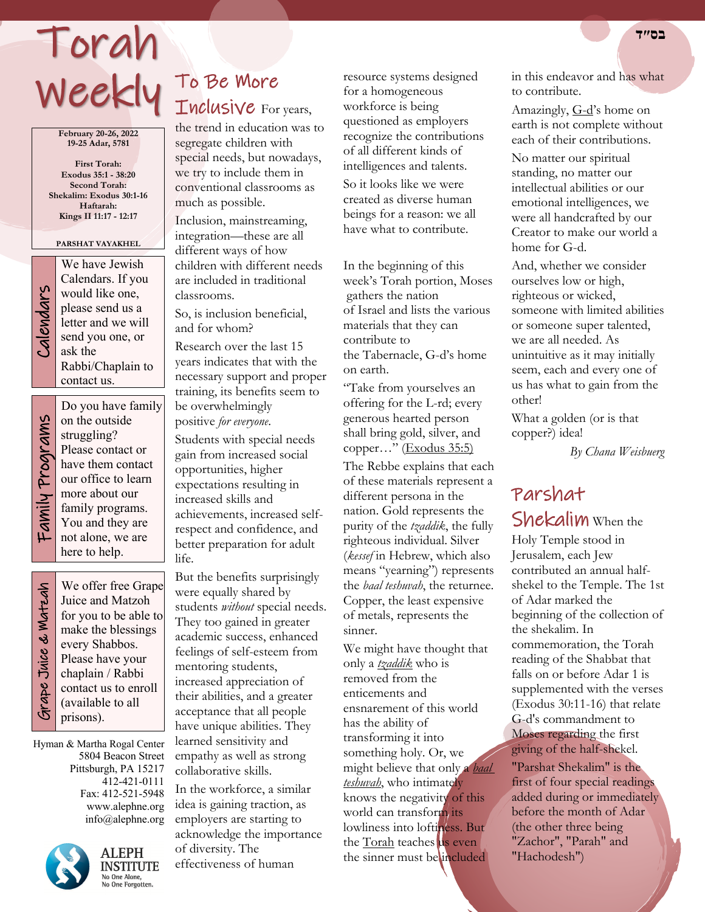בס״ד

# Torah Weekly

**February 20-26, 2022**
**19-25 Adar, 5781**

**First Torah:**
**Exodus 35:1 - 38:20**
**Second Torah:**
**Shekalim: Exodus 30:1-16**
**Haftarah:**
**Kings II 11:17 - 12:17**

**PARSHAT VAYAKHEL**

### Calendars

We have Jewish Calendars. If you would like one, please send us a letter and we will send you one, or ask the Rabbi/Chaplain to contact us.

### Family Programs

Do you have family on the outside struggling? Please contact or have them contact our office to learn more about our family programs. You and they are not alone, we are here to help.

### Grape Juice & Matzah

We offer free Grape Juice and Matzoh for you to be able to make the blessings every Shabbos. Please have your chaplain / Rabbi contact us to enroll (available to all prisons).

Hyman & Martha Rogal Center
5804 Beacon Street
Pittsburgh, PA 15217
412-421-0111
Fax: 412-521-5948
www.alephne.org
info@alephne.org

ALEPH INSTITUTE
No One Alone,
No One Forgotten.

## To Be More Inclusive

For years, the trend in education was to segregate children with special needs, but nowadays, we try to include them in conventional classrooms as much as possible.

Inclusion, mainstreaming, integration—these are all different ways of how children with different needs are included in traditional classrooms.

So, is inclusion beneficial, and for whom?

Research over the last 15 years indicates that with the necessary support and proper training, its benefits seem to be overwhelmingly positive *for everyone*.

Students with special needs gain from increased social opportunities, higher expectations resulting in increased skills and achievements, increased self-respect and confidence, and better preparation for adult life.

But the benefits surprisingly were equally shared by students *without* special needs. They too gained in greater academic success, enhanced feelings of self-esteem from mentoring students, increased appreciation of their abilities, and a greater acceptance that all people have unique abilities. They learned sensitivity and empathy as well as strong collaborative skills.

In the workforce, a similar idea is gaining traction, as employers are starting to acknowledge the importance of diversity. The effectiveness of human resource systems designed for a homogeneous workforce is being questioned as employers recognize the contributions of all different kinds of intelligences and talents.

So it looks like we were created as diverse human beings for a reason: we all have what to contribute.

In the beginning of this week's Torah portion, Moses gathers the nation of Israel and lists the various materials that they can contribute to the Tabernacle, G-d's home on earth.

"Take from yourselves an offering for the L-rd; every generous hearted person shall bring gold, silver, and copper…" (Exodus 35:5)

The Rebbe explains that each of these materials represent a different persona in the nation. Gold represents the purity of the *tzaddik*, the fully righteous individual. Silver (*kessef* in Hebrew, which also means "yearning") represents the *baal teshuvah*, the returnee. Copper, the least expensive of metals, represents the sinner.

We might have thought that only a *tzaddik* who is removed from the enticements and ensnarement of this world has the ability of transforming it into something holy. Or, we might believe that only a *baal teshuvah*, who intimately knows the negativity of this world can transform its lowliness into loftiness. But the Torah teaches us even the sinner must be included in this endeavor and has what to contribute.

Amazingly, G-d's home on earth is not complete without each of their contributions.

No matter our spiritual standing, no matter our intellectual abilities or our emotional intelligences, we were all handcrafted by our Creator to make our world a home for G-d.

And, whether we consider ourselves low or high, righteous or wicked, someone with limited abilities or someone super talented, we are all needed. As unintuitive as it may initially seem, each and every one of us has what to gain from the other!

What a golden (or is that copper?) idea!

*By Chana Weisbuerg*

## Parshat Shekalim

When the Holy Temple stood in Jerusalem, each Jew contributed an annual half-shekel to the Temple. The 1st of Adar marked the beginning of the collection of the shekalim. In commemoration, the Torah reading of the Shabbat that falls on or before Adar 1 is supplemented with the verses (Exodus 30:11-16) that relate G-d's commandment to Moses regarding the first giving of the half-shekel.

"Parshat Shekalim" is the first of four special readings added during or immediately before the month of Adar (the other three being "Zachor", "Parah" and "Hachodesh")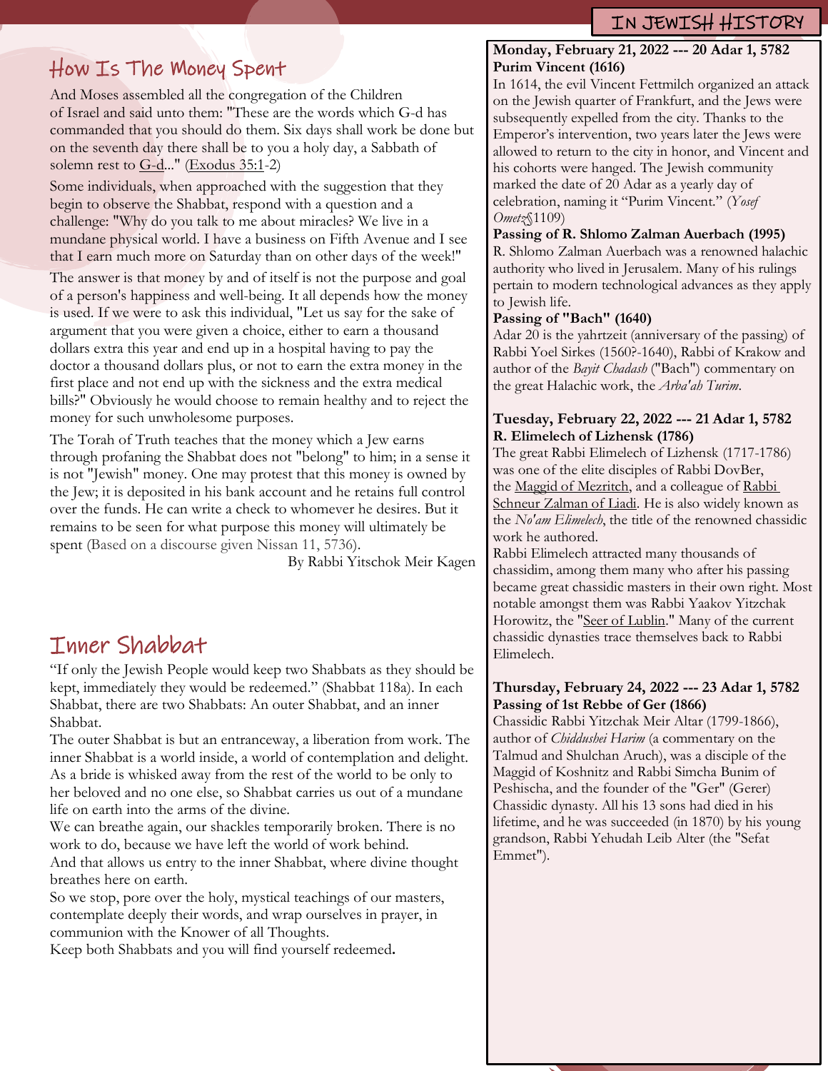## How Is The Money Spent

And Moses assembled all the congregation of the Children of Israel and said unto them: "These are the words which G-d has commanded that you should do them. Six days shall work be done but on the seventh day there shall be to you a holy day, a Sabbath of solemn rest to G-d..." (Exodus 35:1-2)

Some individuals, when approached with the suggestion that they begin to observe the Shabbat, respond with a question and a challenge: "Why do you talk to me about miracles? We live in a mundane physical world. I have a business on Fifth Avenue and I see that I earn much more on Saturday than on other days of the week!"

The answer is that money by and of itself is not the purpose and goal of a person's happiness and well-being. It all depends how the money is used. If we were to ask this individual, "Let us say for the sake of argument that you were given a choice, either to earn a thousand dollars extra this year and end up in a hospital having to pay the doctor a thousand dollars plus, or not to earn the extra money in the first place and not end up with the sickness and the extra medical bills?" Obviously he would choose to remain healthy and to reject the money for such unwholesome purposes.

The Torah of Truth teaches that the money which a Jew earns through profaning the Shabbat does not "belong" to him; in a sense it is not "Jewish" money. One may protest that this money is owned by the Jew; it is deposited in his bank account and he retains full control over the funds. He can write a check to whomever he desires. But it remains to be seen for what purpose this money will ultimately be spent (Based on a discourse given Nissan 11, 5736).

By Rabbi Yitschok Meir Kagen

## Inner Shabbat

"If only the Jewish People would keep two Shabbats as they should be kept, immediately they would be redeemed." (Shabbat 118a). In each Shabbat, there are two Shabbats: An outer Shabbat, and an inner Shabbat.

The outer Shabbat is but an entranceway, a liberation from work. The inner Shabbat is a world inside, a world of contemplation and delight. As a bride is whisked away from the rest of the world to be only to her beloved and no one else, so Shabbat carries us out of a mundane life on earth into the arms of the divine.

We can breathe again, our shackles temporarily broken. There is no work to do, because we have left the world of work behind.

And that allows us entry to the inner Shabbat, where divine thought breathes here on earth.

So we stop, pore over the holy, mystical teachings of our masters, contemplate deeply their words, and wrap ourselves in prayer, in communion with the Knower of all Thoughts.

Keep both Shabbats and you will find yourself redeemed**.**

## IN JEWISH HISTORY

**Monday, February 21, 2022 --- 20 Adar 1, 5782**

**Purim Vincent (1616)**

In 1614, the evil Vincent Fettmilch organized an attack on the Jewish quarter of Frankfurt, and the Jews were subsequently expelled from the city. Thanks to the Emperor's intervention, two years later the Jews were allowed to return to the city in honor, and Vincent and his cohorts were hanged. The Jewish community marked the date of 20 Adar as a yearly day of celebration, naming it "Purim Vincent." (*Yosef Ometz* §1109)

**Passing of R. Shlomo Zalman Auerbach (1995)**

R. Shlomo Zalman Auerbach was a renowned halachic authority who lived in Jerusalem. Many of his rulings pertain to modern technological advances as they apply to Jewish life.

**Passing of "Bach" (1640)**

Adar 20 is the yahrtzeit (anniversary of the passing) of Rabbi Yoel Sirkes (1560?-1640), Rabbi of Krakow and author of the *Bayit Chadash* ("Bach") commentary on the great Halachic work, the *Arba'ah Turim*.

**Tuesday, February 22, 2022 --- 21 Adar 1, 5782**

**R. Elimelech of Lizhensk (1786)**

The great Rabbi Elimelech of Lizhensk (1717-1786) was one of the elite disciples of Rabbi DovBer, the Maggid of Mezritch, and a colleague of Rabbi Schneur Zalman of Liadi. He is also widely known as the *No'am Elimelech*, the title of the renowned chassidic work he authored.

Rabbi Elimelech attracted many thousands of chassidim, among them many who after his passing became great chassidic masters in their own right. Most notable amongst them was Rabbi Yaakov Yitzchak Horowitz, the "Seer of Lublin." Many of the current chassidic dynasties trace themselves back to Rabbi Elimelech.

**Thursday, February 24, 2022 --- 23 Adar 1, 5782**

**Passing of 1st Rebbe of Ger (1866)**

Chassidic Rabbi Yitzchak Meir Altar (1799-1866), author of *Chiddushei Harim* (a commentary on the Talmud and Shulchan Aruch), was a disciple of the Maggid of Koshnitz and Rabbi Simcha Bunim of Peshischa, and the founder of the "Ger" (Gerer) Chassidic dynasty. All his 13 sons had died in his lifetime, and he was succeeded (in 1870) by his young grandson, Rabbi Yehudah Leib Alter (the "Sefat Emmet").